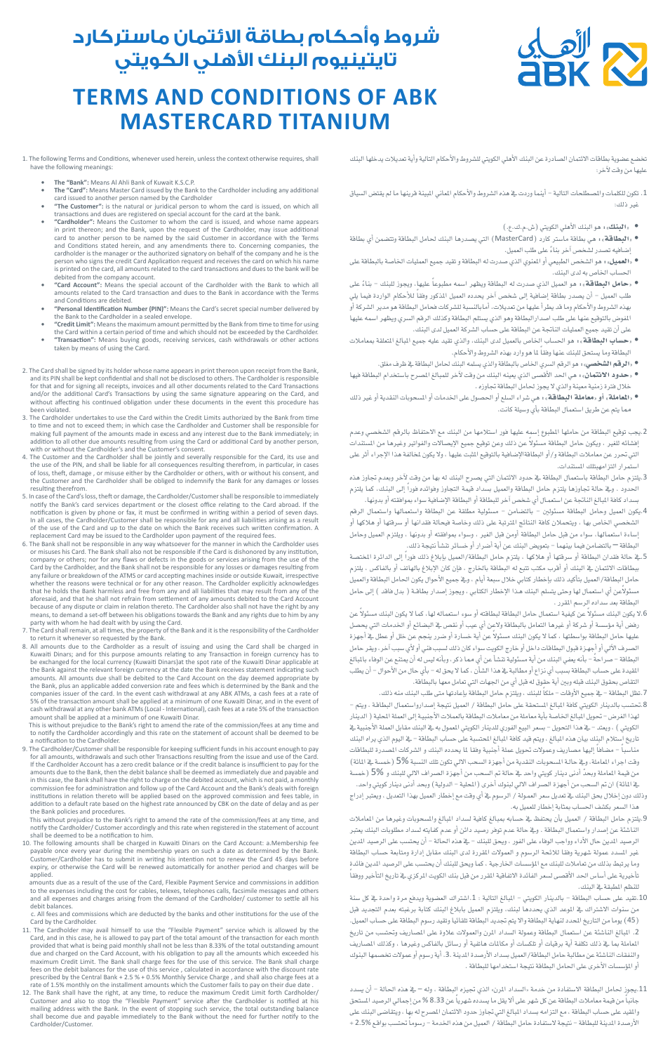# شروط وأحكام بطاقة الائتمان ماستركارد تايتينيوم البنك الأهلي الكويتي

# TERMS AND CONDITIONS OF ABK MASTERCARD TITANIUM

1. The following Terms and Conditions, whenever used herein, unless the context otherwise requires, shall have the following meanings:

- **"The Bank":** Means Al Ahli Bank of Kuwait K.S.C.P.
- **The "Card":** Means Master Card issued by the Bank to the Cardholder including any additional card issued to another person named by the Cardholder
- **"The Customer":** is the natural or juridical person to whom the card is issued, on which all transactions and dues are registered on special account for the card at the bank.
- **"Cardholder":** Means the Customer to whom the card is issued, and whose name appears in print thereon; and the Bank, upon the request of the Cardholder, may issue additional card to another person to be named by the said Customer in accordance with the Terms and Conditions stated herein, and any amendments there to. Concerning companies, the cardholder is the manager or the authorized signatory on behalf of the company and he is the person who signs the credit Card Application request and receives the card on which his name is printed on the card, all amounts related to the card transactions and dues to the bank will be debited from the company account.
- **"Card Account":** Means the special account of the Cardholder with the Bank to which all amounts related to the Card transaction and dues to the Bank in accordance with the Terms and Conditions are debited.
- **"Personal Identification Number (PIN)":** Means the Card's secret special number delivered by the Bank to the Cardholder in a sealed envelope.
- **"Credit Limit":** Means the maximum amount permitted by the Bank from time to time for using the Card within a certain period of time and which should not be exceeded by the Cardholder.
- **"Transaction":** Means buying goods, receiving services, cash withdrawals or other actions taken by means of using the Card.

2. The Card shall be signed by its holder whose name appears in print thereon upon receipt from the Bank, and its PIN shall be kept confidential and shall not be disclosed to others. The Cardholder is responsible for that and for signing all receipts, invoices and all other documents related to the Card Transactions and/or the additional Card's Transactions by using the same signature appearing on the Card, and without affecting his continued obligation under these documents in the event this procedure has been violated.

3. The Cardholder undertakes to use the Card within the Credit Limits authorized by the Bank from time to time and not to exceed them; in which case the Cardholder and Customer shall be responsible for making full payment of the amounts made in excess and any interest due to the Bank immediately; in addition to all other due amounts resulting from using the Card or additional Card by another person, with or without the Cardholder's and the Customer's consent.

4. The Customer and the Cardholder shall be jointly and severally responsible for the Card, its use and the use of the PIN, and shall be liable for all consequences resulting therefrom, in particular, in cases of loss, theft, damage , or misuse either by the Cardholder or others, with or without his consent, and the Customer and the Cardholder shall be obliged to indemnify the Bank for any damages or losses resulting therefrom.

5. In case of the Card's loss, theft or damage, the Cardholder/Customer shall be responsible to immediately notify the Bank's card services department or the closest office relating to the Card abroad. If the notification is given by phone or fax, it must be confirmed in writing within a period of seven days. In all cases, the Cardholder/Customer shall be responsible for any and all liabilities arising as a result of the use of the Card and up to the date on which the Bank receives such written confirmation. A replacement Card may be issued to the Cardholder upon payment of the required fees.

6. The Bank shall not be responsible in any way whatsoever for the manner in which the Cardholder uses or misuses his Card. The Bank shall also not be responsible if the Card is dishonored by any institution, company or others; nor for any flaws or defects in the goods or services arising from the use of the Card by the Cardholder, and the Bank shall not be responsible for any losses or damages resulting from any failure or breakdown of the ATMS or card accepting machines inside or outside Kuwait, irrespective whether the reasons were technical or for any other reason. The Cardholder explicitly acknowledges that he holds the Bank harmless and free from any and all liabilities that may result from any of the aforesaid, and that he shall not refrain from settlement of any amounts debited to the Card Account because of any dispute or claim in relation thereto. The Cardholder shall also not have the right by any means, to demand a set-off between his obligations towards the Bank and any rights due to him by any party with whom he had dealt with by using the Card.

7. The Card shall remain, at all times, the property of the Bank and it is the responsibility of the Cardholder to return it whenever so requested by the Bank.

8. All amounts due to the Cardholder as a result of issuing and using the Card shall be charged in Kuwaiti Dinars; and for this purpose amounts relating to any Transaction in foreign currency has to be exchanged for the local currency (Kuwaiti Dinars)at the spot rate of the Kuwaiti Dinar applicable at the Bank against the relevant foreign currency at the date the Bank receives statement indicating such amounts. All amounts due shall be debited to the Card Account on the day deemed appropriate by the Bank, plus an applicable added conversion rate and fees which is determined by the Bank and the companies issuer of the card. In the event cash withdrawal at any ABK ATMs, a cash fees at a rate of 5% of the transaction amount shall be applied at a minimum of one Kuwaiti Dinar, and in the event of cash withdrawal at any other bank ATMs (Local - International), cash fees at a rate 5% of the transaction amount shall be applied at a minimum of one Kuwaiti Dinar.

This is without prejudice to the Bank's right to amend the rate of the commission/fees at any time, and to notify the Cardholder accordingly and this rate on the statement of account shall be deemed to be a notification to the Cardholder.

9. The Cardholder/Customer shall be responsible for keeping sufficient funds in his account enough to pay for all amounts, withdrawals and such other Transactions resulting from the issue and use of the Card. If the Cardholder Account has a zero credit balance or if the credit balance is insufficient to pay for the amounts due to the Bank, then the debit balance shall be deemed as immediately due and payable and in this case, the Bank shall have the right to charge on the debited account, which is not paid, a monthly commission fee for administration and follow up of the Card Account and the Bank's deals with foreign institutions in relation thereto will be applied based on the approved commission and fees table, in addition to a default rate based on the highest rate announced by CBK on the date of delay and as per the Bank policies and procedures.

This without prejudice to the Bank's right to amend the rate of the commission/fees at any time, and notify the Cardholder/ Customer accordingly and this rate when registered in the statement of account shall be deemed to be a notification to him.

10. The following amounts shall be charged in Kuwaiti Dinars on the Card Account: a.Membership fee payable once every year during the membership years on such a date as determined by the Bank. Customer/Cardholder has to submit in writing his intention not to renew the Card 45 days before expiry, or otherwise the Card will be renewed automatically for another period and charges will be applied.

amounts due as a result of the use of the Card, Flexible Payment Service and commissions in addition to the expenses including the cost for cables, telexes, telephones calls, facsimile messages and others and all expenses and charges arising from the demand of the Cardholder/ customer to settle all his debit balances.

c. All fees and commissions which are deducted by the banks and other institutions for the use of the Card by the Cardholder.

11. The Cardholder may avail himself to use the "Flexible Payment" service which is allowed by the Card, and in this case, he is allowed to pay part of the total amount of the transaction for each month provided that what is being paid monthly shall not be less than 8.33% of the total outstanding amount due and charged on the Card Account, with his obligation to pay all the amounts which exceeded his maximum Credit Limit. The Bank shall charge fees for the use of this service . The Bank shall charge fees on the debit balances for the use of this service , calculated in accordance with the discount rate prescribed by the Central Bank + 2.5 % + 0.5% Monthly Service Charge , and shall also charge fees at a rate of 1.5% monthly on the installment amounts which the Customer fails to pay on their due date .

12. The Bank shall have the right, at any time, to reduce the maximum Credit Limit forth Cardholder/ Customer and also to stop the "Flexible Payment" service after the Cardholder is notified at his mailing address with the Bank. In the event of stopping such service, the total outstanding balance shall become due and payable immediately to the Bank without the need for further notify to the Cardholder/Customer.

تخضع عضوية بطاقات الائتمان الصادرة عن البنك الأهلي الكويتي للشروط والأحكام التالية وأية تعديلات يدخلها البنك عليها من وقت لآخر:

1. تكون للكلمات والمصطلحات التالية – أينما وردت في هذه الشروط والأحكام المعاني المبينة قرينها ما لم يقتض السياق غير ذلك:

- «**البنك**»: هو البنك الأهلي الكويتي (ش.م.ك.ع.)
- «**البطاقة**»: هي بطاقة ماستر كارد (MasterCard) التي يصدرها البنك لحامل البطاقة وتتضمن أي بطاقة إضافية تصدر لشخص آخر بناءً على طلب العميل.
- «**العميل**»: هو الشخص الطبيعي أو المعنوي الذي صدرت له البطاقة و تقيد جميع العمليات الخاصة بالبطاقة على الحساب الخاص به لدى البنك.
- «**حامل البطاقة**»: هو العميل الذي صدرت له البطاقة ويظهر اسمه مطبوعاً عليها، ويجوز للبنك – بناءً على طلب العميل – أن يصدر بطاقة إضافية إلى شخص آخر يحدده العميل المذكور وفقاً للأحكام الواردة فيما يلي بهذه الشروط والأحكام وما قد يطرأ عليها من تعديلات، أمابالنسبة للشركات فحامل البطاقة هو مدير الشركة أو المفوض بالتوقيع عنها على طلب اصدارالبطاقة وهو الذي يستلم البطاقة وكذلك الرقم السري ويظهر اسمه عليها على أن تقيد جميع العمليات الناتجة عن البطاقة على حساب الشركة العميل لدى البنك.
- «**حساب البطاقة**»: هو الحساب الخاص بالعميل لدى البنك، والذي تقيد عليه جميع المبالغ المتعلقة بمعاملات البطاقة وما يستحق للبنك عنها وفقاً لما هو وارد بهذه الشروط والأحكام.
- «**الرقم الشخصي**»: هو الرقم السري الخاص بالبطاقة والذي يسلمه البنك لحامل البطاقة في ظرف مغلق.
- «**حدود الائتمان**»: هي الحد الأقصى الذي يعينه البنك من وقت لآخر للمبلغ المصرح باستخدام البطاقة فيها خلال فترة زمنية معينة والذي لا يجوز لحامل البطاقة تجاوزه .
- «**المعاملة، أو معاملة البطاقة**»: هي شراء السلع أو الحصول على الخدمات أو المسحوبات النقدية أو غير ذلك مما يتم عن طريق استعمال البطاقة بأي وسيلة كانت.

2. يجب توقيع البطاقة من حاملها المطبوع إسمه عليها فور استلامها من البنك مع الاحتفاظ بالرقم الشخصي وعدم إفشائه للغير ، ويكون حامل البطاقة مسئولاً عن ذلك وعن توقيع جميع الإيصالات والفواتير وغيرها من المستندات التي تحرر عن معاملات البطاقة و/أو البطاقة الإضافية بالتوقيع المثبت عليها ، ولا يكون لمخالفة هذا الإجراء أثر على استمرار التزامهبتلك المستندات.

3. يلتزم حامل البطاقة باستعمال البطاقة في حدود الائتمان التي يصرح البنك بها من وقت لآخر وبعدم تجاوز هذه الحدود ، وفي حالة تجاوزها يلتزم حامل البطاقة والعميل بسداد قيمة التجاوز وفوائده فوراً إلى البنك، كما يلتزم بسداد كافة المبالغ الناتجة عن استعمال أي شخص آخر للبطاقة أو البطاقة الإضافية سواء بموافقته أو بدونها.

4. يكون العميل وحامل البطاقة مسئولين – بالتضامن – مسئولية مطلقة عن البطاقة واستعمالها واستعمال الرقم الشخصي الخاص بها ، ويتحملان كافة النتائج المترتبة على ذلك وخاصة فيحالة فقدانها أو سرقتها أو هلاكها أو إساءة استعمالها، سواء من قبل حامل البطاقة أومن قبل الغير ، وسواء بموافقته أو بدونها ، ويلتزم العميل وحامل البطاقة – بالتضامن فيما بينهما – بتعويض البنك عن أية أضرار أو خسائر تنشأ نتيجة ذلك.

5. في حالة فقدان البطاقة أو سرقتها أو هلاكها ، يلتزم حامل البطاقة/العميل بإبلاغ ذلك فوراً إلى الدائرة المختصة ببطاقات الائتمان في البنك أو أقرب مكتب تتبع له البطاقة بالخارج ، فإن كان الإبلاغ بالهاتف أو بالفاكس ، يلتزم حامل البطاقة/العميل بتأكيد ذلك بإخطار كتابي خلال سبعة أيام ، وفي جميع الأحوال يكون الحامل البطاقة والعميل مسئولاًعن أي استعمال لها وحتى يتسلم البنك هذا الإخطار الكتابي ، ويجوز إصدار بطاقة ( بدل فاقد ) إلى حامل البطاقة بعد سداده الرسم المقرر .

6. لا يكون البنك مسئولاً عن كيفية استعمال حامل البطاقة لبطاقته أو سوء استعماله لها، كما لا يكون البنك مسئولاً عن رفض أية مؤسسة أو شركة أو غيرها التعامل بالبطاقة ولاعن أي عيب أو نقص في البضائع أو الخدمات التي يحصل عليها حامل البطاقة بواسطتها ، كما لا يكون البنك مسئولاً عن أية خسارة أو ضرر ينجم عن خلل أو عطل في أجهزة الصرف الآلي أو أجهزة قبول البطاقات داخل أو خارج الكويت سواء كان ذلك لسبب فني أو لأي سبب آخر، ويقر حامل البطاقة – صراحة – بأنه يعفي البنك من أية مسئولية تنشأ عن أي مما ذكر، وبأنه ليس له أن يمتنع عن الوفاء بالمبالغ المقيدة على حساب البطاقة بسبب أي نزاع أو مطالبة في هذا الشأن ، كما لا يحق له – بأي حال من الأحوال – أن يطلب التقاص بحقوق البنك قبله وبين أية حقوق له قبل أي من الجهات التي تعامل معها بالبطاقة.

7. تظل البطاقة – في جميع الأوقات – ملكاً للبنك ، ويلتزم حامل البطاقة بإعادتها متى طلب البنك منه ذلك.

8. تحتسب بالدينار الكويتي كافة المبالغ المستحقة على حامل البطاقة / العميل نتيجة إصداروإستعمال البطاقة ، ويتم – لهذا الغرض – تحويل المبالغ الخاصة بأية معاملة من معاملات البطاقة بالعملات الأجنبية إلى العملة المحلية ( الدينار الكويتي ) ، وبعد – في هذا الشأن – بسعر البيع الفوري للدينار الكويتي المعمول به في البنك مقابل العملة الأجنبية في تاريخ إستلام البنك بيان هذه المبالغ ، ويتم قيد كافة المبالغ المحتسبة على حساب البطاقة – في اليوم الذي يراه البنك مناسباً – مضافاً إليها مصاريف وعمولات تحويل عملة أجنبية وفقا لما يحدده البنك و الشركات المصدرة للبطاقات وقت اجراء المعاملة، في حالة المسحوبات النقدية من أجهزة السحب الآلي تكون تلك النسبة 5% (خمسة في المائة) من قيمة المعاملة وبحدّ أدنى دينار كويتي واحد في حالة تم السحب من أجهزة الصراف الآلي للبنك و 5% (خمسة في المائة) ان تم السحب من أجهزة الصراف الآلي لبنوك أخرى (المحلية – الدولية) وبحد أدنى دينار كويتي واحد.

وذلك دون إخلال بحق البنك في تعديل سعر العمولة / الرسوم في أي وقت مع إخطار العميل بهذا التعديل ، ويعتبر إدراج هذا السعر بكشف الحساب بمثابة إخطار للعميل به.

9. يلتزم حامل البطاقة / العميل بأن يحتفظ في حسابه بمبالغ كافية لسداد المبالغ والمسحوبات وغيرها من المعاملات الناشئة عن إصدار واستعمال البطاقة ، وفي حالة عدم توفر رصيد دائن أو عدم كفايته لسداد مطلوبات البنك يعتبر الرصيد المدين حال الأداء وواجب الوفاء على الفور ، ويحق للبنك – في هذه الحالة – أن يحتسب على الرصيد المدين غير المسدد عمولة شهرية وفقا للائحة الرسوم و العمولات المقررة لدى البنك مقابل إدارة ومتابعة حساب البطاقة وما يرتبط بذلك من تعاملات للبنك مع المؤسسات الخارجية ، كما ويحق للبنك أن يحتسب على الرصيد المدين فائدة تأخيرية على أساس الحد الأقصى لسعر الفائدة الاتفاقية المقرر من قبل بنك الكويت المركزي في تاريخ التأخير ووفقاً للنظم المطبقة في البنك.

10. تقيد على حساب البطاقة – بالدينار الكويتي – المبالغ التالية : 1. اشتراك العضوية ويدفع مرة واحدة في كل سنة من سنوات الاشتراك في الموعد الذي يحددها لبنك، ويلتزم العميل بإبلاغ البنك كتابة برغبته بعدم التجديد قبل (45) يوما من التاريخ المحدد لنهاية البطاقة والا يتم تجديد البطاقة تلقائيا وتقيد رسوم البطاقة على حساب العميل. 2. المبالغ الناشئة عن استعمال البطاقة وعمولة السداد المرن والعمولات علاوة على المصاريف وتحتسب من تاريخ المعاملة بما في ذلك تكلفة أية برقيات أو تلكسات أو مكالمات هاتفية أو رسائل بالفاكس وغيرها ، وكذلك المصاريف والنفقات الناشئة عن مطالبة حامل البطاقة/العميل بسداد الأرصدة المدينة .3. أية رسوم أو عمولات تخصمها البنوك أو المؤسسات الأخرى على الحامل البطاقة نتيجة استخدامها للبطاقة .

11. يجوز لحامل البطاقة الاستفادة من خدمة «السداد المرن» الذي تجيزه البطاقة ، وله – في هذه الحالة – أن يسدد جانباً من قيمة معاملات البطاقة عن كل شهر على ألا يقل ما يسدده شهرياً عن 8.33 % من إجمالي الرصيد المستحق والمقيد على حساب البطاقة ، مع التزامه بسداد المبالغ التي تتجاوز حدود الائتمان المصرح له بها ، ويتقاضى البنك على الأرصدة المدينة للبطاقة – نتيجة لاستفادة حامل البطاقة / العميل من هذه الخدمة – رسوماً تحتسب بواقع 2.5% +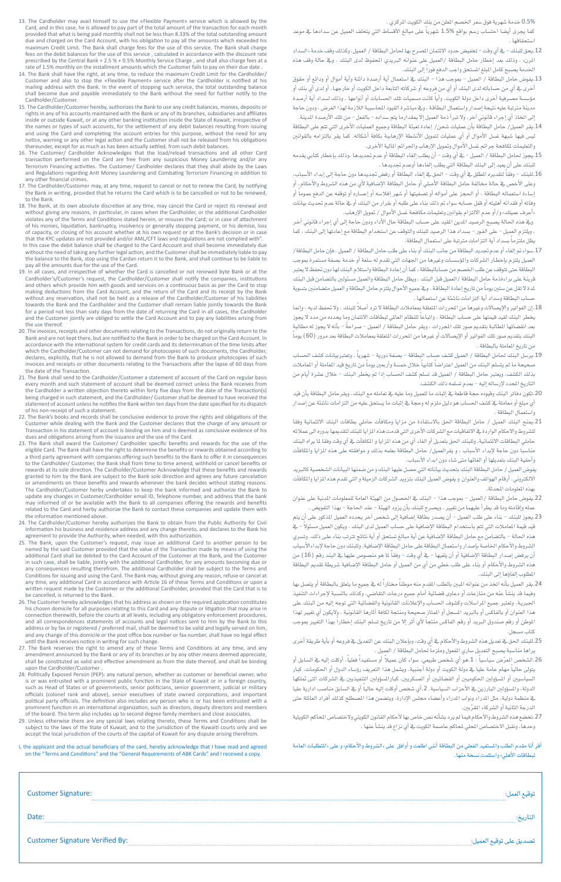13. The Cardholder may avail himself to use the «Flexible Payment» service which is allowed by the Card, and in this case, he is allowed to pay part of the total amount of the transaction for each month provided that what is being paid monthly shall not be less than 8.33% of the total outstanding amount due and charged on the Card Account, with his obligation to pay all the amounts which exceeded his maximum Credit Limit. The Bank shall charge fees for the use of this service. The Bank shall charge fees on the debit balances for the use of this service , calculated in accordance with the discount rate prescribed by the Central Bank + 2.5 % + 0.5% Monthly Service Charge , and shall also charge fees at a rate of 1.5% monthly on the installment amounts which the Customer fails to pay on their due date .

14. The Bank shall have the right, at any time, to reduce the maximum Credit Limit for the Cardholder/ Customer and also to stop the «Flexible Payment» service after the Cardholder is notified at his mailing address with the Bank. In the event of stopping such service, the total outstanding balance shall become due and payable immediately to the Bank without the need for further notify to the Cardholder/Customer.

15. The Cardholder/Customer hereby, authorizes the Bank to use any credit balances, monies, deposits or rights in any of his accounts maintained with the Bank or any of its branches, subsidiaries and affiliates inside or outside Kuwait, or at any other banking institution inside the State of Kuwait, irrespective of the names or types of such accounts, for the settlement of any debit balances resulting from issuing and using the Card and completing the account entries for this purpose, without the need for any notice, warning or any other legal action and the Customer shall not be released from his obligations thereunder, except for as much as has been actually settled, from such debit balances.

16. The Customer/ Cardholder Acknowledges that the load/reload transactions and all other Card transaction performed on the Card are free from any suspicious Money Laundering and/or any Terrorism Financing activities. The Customer/ Cardholder declares that they shall abide by the Laws and Regulations regarding Anti Money Laundering and Combating Terrorism Financing in addition to any other financial crimes.

17. The Cardholder/Customer may, at any time, request to cancel or not to renew the Card, by notifying the Bank in writing, provided that he returns the Card which is to be cancelled or not to be renewed, to the Bank.

18. The Bank, at its own absolute discretion at any time, may cancel the Card or reject its renewal and without giving any reasons, in particular, in cases when the Cardholder, or the additional Cardholder violates any of the Terms and Conditions stated herein, or misuses the Card; or in case of attachment of his monies, liquidation, bankruptcy, insolvency or generally stopping payment, or his demise, loss of capacity, or closing of his account whether at his own request or at the Bank's decision or in case that the KYC updates are not provided and/or AML/CFT laws and regulations are not complied with".
In this case the debit balance shall be charged to the Card Account and shall become immediately due without the need of taking any further legal action; and the Customer shall be immediately liable to pay the balance to the Bank, stop using the Card and return it to the Bank, and shall continue to be liable to pay all the amounts due for the use of the Card.

19. In all cases, and irrespective of whether the Card is cancelled or not renewed byte Bank or at the Cardholder's/Customer's request, the Cardholder/Customer shall notify the companies, institutions and others which provide him with goods and services on a continuous basis as per the Card to stop making deductions from the Card Account, and the return of the Card and its receipt by the Bank without any reservation, shall not be held as a release of the Cardholder/Customer of his liabilities towards the Bank and the Cardholder and the Customer shall remain liable jointly towards the Bank for a period of not less than sixty days from the date of returning the Card in all cases, the Cardholder and the Customer jointly are obliged to settle the Card Account and to pay any liabilities arising from the use thereof.

20. The invoices, receipts and other documents relating to the Transactions, do not originally return to the Bank and are not kept there, but are notified to the Bank in order to be charged on the Card Account. In accordance with the international system for credit cards and its determination of the time limits after which the Cardholder/Customer can not demand for photocopies of such documents, the Cardholder, declares, explicitly, that he is not allowed to demand from the Bank to produce photocopies of such invoices and receipts or other documents relating to the Transactions after the lapse of 60 days from the date of the Transaction.

21. The Bank shall send to the Cardholder/Customer a statement of account of the Card on regular basis every month and such statement of account shall be deemed correct unless the Bank receives from the Cardholder a written objection thereto within forty five days from the date of the Transaction(s) being charged in such statement, and the Cardholder/ Customer shall be deemed to have received the statement of account unless he notifies the Bank within ten days from the date specified for its dispatch of his non-receipt of such a statement.

22. The Bank's books and records shall be conclusive evidence to prove the rights and obligations of the Customer while dealing with the Bank and the Customer declares that the charge of any amount or Transaction in his statement of account is binding on him and is deemed as conclusive evidence of his dues and obligations arising from the issuance and the use of the Card.

23. The Bank shall award the Cardholder/ Cardholder specific benefits and rewards for the use of the eligible Card. The Bank shall have the right to determine the benefits or rewards obtained according to a third party agreement with companies offering such benefits to the Bank to offer it in consequences to the Cardholder/ Customer, the Bank shall from time to time amend, withhold or cancel benefits or rewards at its sole direction. The Cardholder/Customer Acknowledge that these benefits and rewards granted to him by the Bank are subject to the Bank sole direction and agrees any future cancelation or amendments on these benefits and rewards whenever the bank decides without stating reasons. The Cardholder/Customer hereby undertakes to keep the bank informed and authorize the Bank to update any changes in Customer/Cardholder email ID, Telephone number, and address that the bank may informed of or be available with the Bank to all companies offering the rewards and benefits related to the Card and herby authorize the Bank to contact these companies and update them with the information mentioned above.

24. The Cardholder/Customer hereby authorizes the Bank to obtain from the Public Authority for Civil Information his business and residence address and any change thereto, and declares to the Bank his agreement to provide the Authority, when needed, with this authorization.

25. The Bank, upon the Customer's request, may issue an additional Card to another person to be named by the said Customer provided that the value of the Transaction made by means of using the additional Card shall be debited to the Card Account of the Customer at the Bank, and the Customer in such case, shall be liable, jointly with the additional Cardholder, for any amounts becoming due or any consequences resulting therefrom. The additional Cardholder shall be subject to the Terms and Conditions for issuing and using the Card. The Bank may, without giving any reason, refuse or cancel at any time, any additional Card in accordance with Article 16 of these Terms and Conditions or upon a written request made by the Customer or the additional Cardholder, provided that the Card that is to be cancelled, is returned to the Bank.

26. The Customer hereby acknowledges that his address as shown on the required application constitutes his chosen domicile for all purposes relating to this Card and any dispute or litigation that may arise in connection therewith, before the courts at all levels, including any obligatory enforcement procedures, and all correspondences statements of accounts and legal notices sent to him by the Bank to this address or by fax or registered / preferred mail, shall be deemed to be valid and legally served on him, and any change of this domicile or the post office box number or fax number, shall have no legal effect until the Bank receives notice in writing for such change.

27. The Bank reserves the right to amend any of these Terms and Conditions at any time, and any amendment announced by the Bank or any of its branches or by any other means deemed appreciate, shall be constituted as valid and effective amendment as from the date thereof, and shall be binding upon the Cardholder/Customer .

28. Politically Exposed Person (PEP): any natural person, whether as customer or beneficial owner, who is or was entrusted with a prominent public function in the State of Kuwait or in a foreign country, such as Head of States or of governments, senior politicians, senior government, judicial or military officials (colonel rank and above), senior executives of state owned corporations, and important political party officials. The definition also includes any person who is or has been entrusted with a prominent function in an international organization, such as directors, deputy directors and members of the board. This term also includes up to second degree family members and close associates.

29. Unless otherwise there are any special laws relating thereto, these Terms and Conditions shall be subject to the laws of the State of Kuwait, and to the jurisdiction of the Kuwaiti courts only and we accept the local jurisdiction of the courts of the capital of Kuwait for any dispute arising therefrom.

I, the applicant and the actual beneficiary of the card, hereby acknowledge that I have read and agreed on the "Terms and Conditions" and the "General Requirements of ABK Cards" and I received a copy.

0.5% خدمة شهرية فوق سعر الخصم المعلن من بنك الكويت المركزي .
كما يجري أيضا احتساب رسم بواقع 1.5% شهرياً على مبالغ الأقساط التي يتخلف العميل عن سدادها في موعد استحقاقها .

12. يحق للبنك - في أي وقت - تخفيض حدود الائتمان المصرح بها لحامل البطاقة / العميل، وكذلك وقف خدمة «السداد المرن» ، وذلك بعد إخطار حامل البطاقة / العميل على عنوانه البريدي المحفوظ لدى البنك . وفي حالة وقف هذه الخدمة يصبح كامل المبلغ المستحق واجب الدفع فوراً إلى البنك.

13. يفوض حامل البطاقة / العميل - بموجب هذا - البنك في استعمال أية أرصدة دائنة وأية أموال أو ودائع أو حقوق أخرى في أي من حساباته لدى البنك أو أي من فروعه أو شركاته التابعة داخل الكويت أو خارجها ، أو لدى أي بنك أو مؤسسة مصرفية أخرى داخل دولة الكويت، وأياً كانت مسميات تلك الحسابات أو أنواعها ، وذلك لسداد أية أرصدة مدينة مترتبة عليه نتيجة إصدار واستعمال البطاقة ، وفي مباشرة القيود المحاسبية اللازمة لهذا الغرض ، ودون حاجة إلى اتخاذ أي إجراء قانوني آخر، ولا تبرأ ذمة العميل إلا بمقدارما يتم سداده - بالفعل - من تلك الأرصدة المدينة.

14. يقر العميل/ حامل البطاقة بأن عمليات شحن/ إعادة تعبئة البطاقة وجميع العمليات الأخرى التي تتم على البطاقة ليس فيها شبهة غسل الأموال أو أي عمليات لتمويل الأنشطة الإرهابية بكافة أشكاله. كما يقر بالتزامه بالقوانين والتعليمات لمكافحة جرائم غسل الأموال وتمويل الإرهاب والجرائم المالية الأخرى.

15. يجوز لحامل البطاقة / العميل - في أي وقت - أن يطلب إلغاء البطاقة أو عدم تجديدها ،وذلك بإخطار كتابي يقدمه للبنك على أن يعيد إلى البنك البطاقة التي يطلب إلغاءها أوعدم تجديدها .

16. للبنك - وفقاً لتقديره المطلق في أي وقت - الحق في إلغاء البطاقة أو رفض تجديدها دون حاجة إلى إبداء الأسباب، وعلى الأخص في حالة مخالفة حامل البطاقة الأصلي أو حامل البطاقة الإضافية لأي من هذه الشروط والأحكام، أو إساءة استعماله البطاقة ، أو الحجز على أمواله أو تصفيتها أو شهر إفلاسه أو إعساره أو توقفه عن الدفع عموماً أو وفاته أو فقدانه أهليته أو قفل حسابه سواء تم ذلك بناء على طلبه أو بقرار من البنك أو في حالة عدم تحديث بيانات «أعرف عميلك» و/أو عدم الالتزام بقوانين وتعليمات مكافحة غسل الأموال / تمويل الإرهاب.
وفي هذه الحالة يصبح الرصيد المدين المقيد على حساب البطاقة حال الأداء ودون حاجة إلى أي إجراء قانوني آخر ، ويلتزم العميل - على الفور - بسداد هذا الرصيد للبنك والتوقف عن استخدام البطاقة مع إعادتها إلى البنك ، كما يظل ملتزماً بسداد أية التزامات مترتبة على استعمال البطاقة.

17. سواء تم إلغاء أو عدم تجديد البطاقة من جانب البنك أو بناء على طلب حامل البطاقة / العميل ، فإن حامل البطاقة/ العميل يلتزم بإخطار الشركات والمؤسسات وغيرها من الجهات التي تقدم له سلعة أو خدمة بصفة مستمرة بموجب البطاقة حتى تتوقف عن طلب الخصم من حسابالبطاقة ، كما أن إعادة البطاقة واستلام البنك لها دون تحفظ لا يعتبر قرينة على براءةذمة حامل البطاقة /العميل قبل البنك ، ويظل حامل البطاقة والعميل مسئولين بالتضامن قبل البنك لمدة لا تقل عن ستين يوماً من تاريخ إعادة البطاقة ، وفي جميع الأحوال يلتزم حامل البطاقة و العميل متضامنين بتسوية حساب البطاقة وسداد أية التزامات ناشئة عن استعمالها .

18. إن الفواتير والإيصالات وغيرها من المحررات المتعلقة بمعاملات البطاقة لا ترد أصلاً للبنك ، ولا تحفظ لديه ، وإنما يخطر البنك لقيد قيمتها على حساب البطاقة ، واتباعاً للنظام العالمي لبطاقات الائتمان وما يحدده من مدد لا يجوز بعد انقضائها المطالبة بتقديم صور تلك المحررات ، ويقر حامل البطاقة / العميل - صراحة - بأنه لا يجوز له مطالبة البنك بتقديم صور تلك الفواتير أو الإيصالات أو غيرها من المحررات المتعلقة بمعاملات البطاقة بعد مرور (60) يوماً من تاريخ المعاملة بالبطاقة .

19. يرسل البنك لحامل البطاقة / العميل كشف حساب البطاقة - بصفة دورية - شهرياً ، وتعتبر بيانات كشف الحساب صحيحة ما لم يتسلم البنك من العميل اعتراضاً كتابياً خلال خمسة وأربعين يوماً من تاريخ قيد المعاملة أو المعاملات بذلك الكشف، ويعتبر حامل البطاقة / العميل قد تسلم كشف الحساب إذا لم يخطر البنك - خلال عشرة أيام من التاريخ المحدد لإرساله إليه - بعدم تسلمه ذلك الكشف.

20. تكون دفاتر البنك وقيوده حجة قاطعة في إثبات ما للعميل وما عليه في تعامله مع البنك. ويقر حامل البطاقة بأن قيد أي مبلغ أو معاملة في كشف الحساب هو دليل ملزم له وحجة في إثبات ما يستحق عليه من التزامات ناشئة عن إصدار واستعمال البطاقة .

21. يمنح البنك العميل / حامل البطاقة الحق بالاستفادة من مزايا ومكافآت حاملي بطاقات البنك الائتمانية وفقا للشروط والأحكام الواردة في الاتفاقيات مع الشركات الأخرى التي قدمت هذه المزايا للبنك لتقديمها بدوره الى عملائه حاملي البطاقات الائتمانية، وللبنك الحق بتعديل أو الغاء أي من هذه المزايا أو المكافآت في أي وقت وفقا لما يراه البنك مناسبا دون حاجة لإبداء الأسباب ، و يقر العميل/ حامل البطاقة بعلمه بذلك و موافقته على هذه المزايا والمكافآت وأحقية البنك بتعديلها أو الغائها متى شاء دون ابداء الأسباب.
يفوض العميل / حامل البطاقة البنك بتحديث بياناته التي حصل عليها البنك و من ضمنها البيانات الشخصية كالبريد الالكتروني، أرقام الهواتف والعنوان و يفوض العميل البنك بتزويد الشركات الزميلة و التي تقدم هذه المزايا والمكافآت بهذه المعلومات المحدثة.

22. يفوض حامل البطاقة / العميل - بموجب هذا - البنك في الحصول من الهيئة العامة للمعلومات المدنية على عنوان عمله وإقامته وما قد يطرأ عليهما من تغيير ، ويصرح للبنك بأن يزود الهيئة - عند الحاجة - بهذا التفويض .

23. يجوز للبنك - بناء على طلب العميل - أن يصدر بطاقة إضافية إلى شخص آخر يحدده العميل المذكور على أن يتم قيد قيمة المعاملات التي تتم باستخدام البطاقة الإضافية على حساب العميل لدى البنك ، ويكون العميل مسئولاً - في هذه الحالة - بالتضامن مع حامل البطاقة الإضافية عن أية مبالغ تستحق أو أية نتائج تترتب بناء على ذلك، وتسري الشروط والأحكام الخاصة بإصدار واستعمال البطاقة على حامل البطاقة الإضافية. وللبنك دون حاجة لإبداء الأسباب أن يرفض إصدار البطاقة الإضافية أو أن يلغيها - في أي وقت - وفقاً لما هو منصوص عليها في البند رقم (16) من هذه الشروط والأحكام أو بناء على طلب خطي من أي من العميل أو حامل البطاقة الإضافية شريطة تقديم البطاقة المطلوب إلغاؤها إلى البنك.

24. يقر العميل بأنه اتخذ من عنوانه المبين بالطلب المقدم منه موطناً مختاراً له في جميع ما يتعلق بالبطاقة أو يتصل بها وفيما قد ينشأ عنه من منازعات أو دعاوى قضائية أمام جميع درجات التقاضي، وكذلك بالنسبة لإجراءات التنفيذ الجبرية، وتعتبر جميع المراسلات وكشوف الحساب والإعلانات القانونية والقضائية التي توجه إليه من البنك على هذا العنوان أو بالفاكس أو بالبريد المسجل أو الممتاز صحيحة ومنتجة لكافة آثارها القانونية ، ولايكون أي تغيير لهذا الموطن أو رقم صندوق البريد أو رقم الفاكس منتجاً لأي أثر إلا من تاريخ تسلم البنك إخطاراً بهذا التغيير بموجب كتاب مسجل.

25. للبنك الحق في تعديل هذه الشروط والأحكام في أي وقت، وبإعلان البنك عن التعديل في فروعه أو بأية طريقة أخرى يراها مناسبة يصبح التعديل ساري المفعول وملزماً لحامل البطاقة / العميل .

26. الشخص المعرّض سياسياً : 1.هو أي شخص طبيعي، سواء كان عميلاً أو مستفيداً فعلياً، أوكلت إليه في السابق أو يتولى حالياً مهام عامة عليا في دولة الكويت أو دولة أجنبية. ويشمل هذا التعريف رؤساء الدول أو الحكومات، كبار السياسيين أو المسؤولين الحكوميين أو القضائيين أو العسكريين، كبارالمسؤولين التنفيذيين في الشركات التي تملكها الدولة، والمسؤولين البارزين في الأحزاب السياسية. 2.أي شخص أوكلت إليه حالياً أو في السابق مناصب ادارية عليا في منظمة دولية، مثل المدراء ونواب المدراء وأعضاء مجلس الإدارة. ويتضمن هذا المصطلح كذلك أفراد العائلة حتى الدرجة الثانية أو الشركاء المقرّبين.

27. تخضع هذه الشروط والأحكام فيما لم يرد بشأنه نص خاص بها لأحكام القانون الكويتي ولاختصاص المحاكم الكويتية وحدها، ونقبل الاختصاص المحلي لمحاكم عاصمة الكويت في أي نزاع قد ينشأ عنها .

أقر أنا مقدم الطلب والمستفيد الفعلي من البطاقة أنني اطلعت و أوافق على «الشروط والأحكام» و على «المتطلبات العامة لبطاقات الأهلي» واستلمت نسخة منها.

| | |
|---|---|
| Customer Signature: | توقيع العميل: |
| Date: | التاريخ: |
| Customer Signature Verified By: | تصديق على توقيع العميل: |